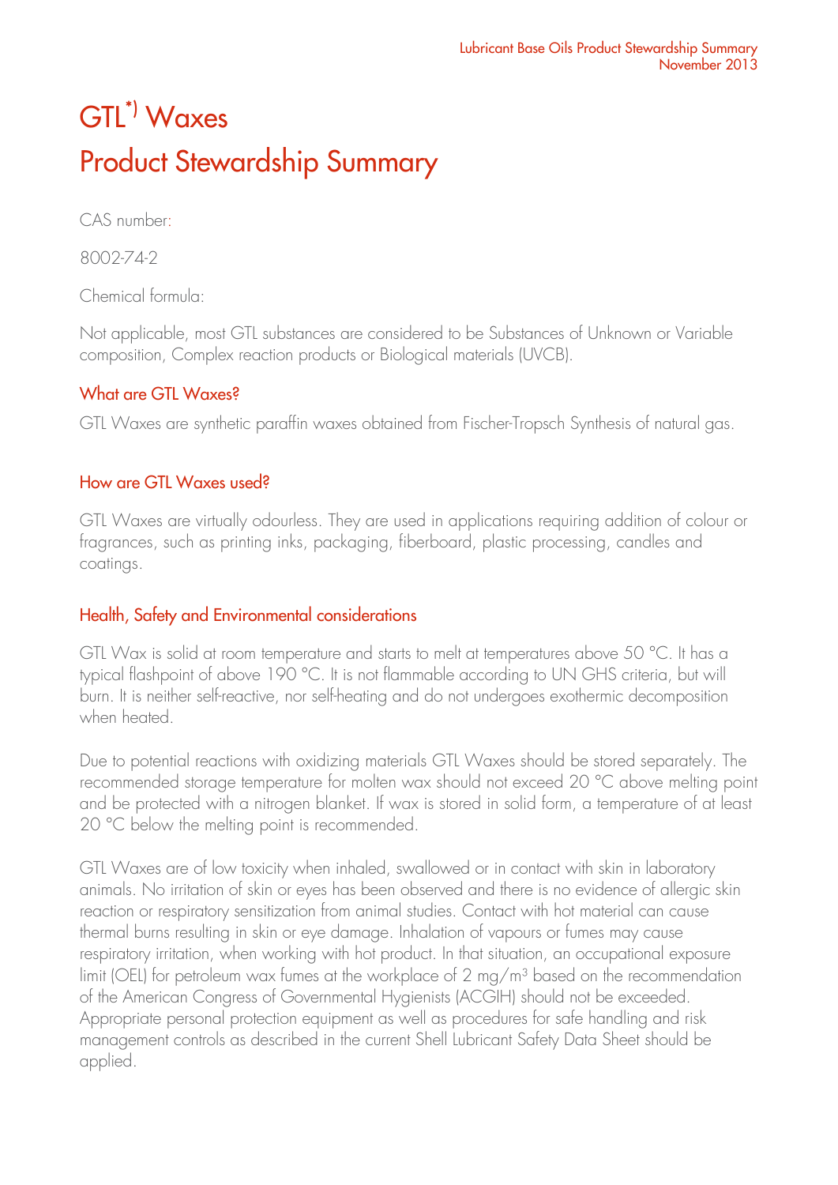# GTL[*)] Waxes

# Product Stewardship Summary

CAS number:

8002-74-2

Chemical formula:

Not applicable, most GTL substances are considered to be Substances of Unknown or Variable composition, Complex reaction products or Biological materials (UVCB).

## What are GTL Waxes?

GTL Waxes are synthetic paraffin waxes obtained from Fischer-Tropsch Synthesis of natural gas.

## How are GTL Waxes used?

GTL Waxes are virtually odourless. They are used in applications requiring addition of colour or fragrances, such as printing inks, packaging, fiberboard, plastic processing, candles and coatings.

## Health, Safety and Environmental considerations

GTL Wax is solid at room temperature and starts to melt at temperatures above 50 °C. It has a typical flashpoint of above 190 °C. It is not flammable according to UN GHS criteria, but will burn. It is neither self-reactive, nor self-heating and do not undergoes exothermic decomposition when heated.

Due to potential reactions with oxidizing materials GTL Waxes should be stored separately. The recommended storage temperature for molten wax should not exceed 20 °C above melting point and be protected with a nitrogen blanket. If wax is stored in solid form, a temperature of at least 20 °C below the melting point is recommended.

GTL Waxes are of low toxicity when inhaled, swallowed or in contact with skin in laboratory animals. No irritation of skin or eyes has been observed and there is no evidence of allergic skin reaction or respiratory sensitization from animal studies. Contact with hot material can cause thermal burns resulting in skin or eye damage. Inhalation of vapours or fumes may cause respiratory irritation, when working with hot product. In that situation, an occupational exposure limit (OEL) for petroleum wax fumes at the workplace of 2 mg/m$^3$ based on the recommendation of the American Congress of Governmental Hygienists (ACGIH) should not be exceeded. Appropriate personal protection equipment as well as procedures for safe handling and risk management controls as described in the current Shell Lubricant Safety Data Sheet should be applied.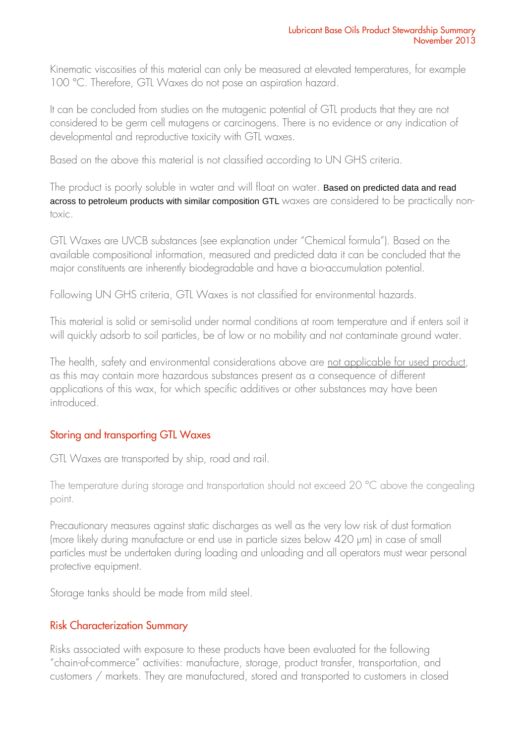Kinematic viscosities of this material can only be measured at elevated temperatures, for example 100 °C. Therefore, GTL Waxes do not pose an aspiration hazard.

It can be concluded from studies on the mutagenic potential of GTL products that they are not considered to be germ cell mutagens or carcinogens. There is no evidence or any indication of developmental and reproductive toxicity with GTL waxes.

Based on the above this material is not classified according to UN GHS criteria.

The product is poorly soluble in water and will float on water. Based on predicted data and read across to petroleum products with similar composition GTL waxes are considered to be practically non-toxic.

GTL Waxes are UVCB substances (see explanation under "Chemical formula"). Based on the available compositional information, measured and predicted data it can be concluded that the major constituents are inherently biodegradable and have a bio-accumulation potential.

Following UN GHS criteria, GTL Waxes is not classified for environmental hazards.

This material is solid or semi-solid under normal conditions at room temperature and if enters soil it will quickly adsorb to soil particles, be of low or no mobility and not contaminate ground water.

The health, safety and environmental considerations above are not applicable for used product, as this may contain more hazardous substances present as a consequence of different applications of this wax, for which specific additives or other substances may have been introduced.

## Storing and transporting GTL Waxes

GTL Waxes are transported by ship, road and rail.

The temperature during storage and transportation should not exceed 20 °C above the congealing point.

Precautionary measures against static discharges as well as the very low risk of dust formation (more likely during manufacture or end use in particle sizes below 420 μm) in case of small particles must be undertaken during loading and unloading and all operators must wear personal protective equipment.

Storage tanks should be made from mild steel.

## Risk Characterization Summary

Risks associated with exposure to these products have been evaluated for the following "chain-of-commerce" activities: manufacture, storage, product transfer, transportation, and customers / markets. They are manufactured, stored and transported to customers in closed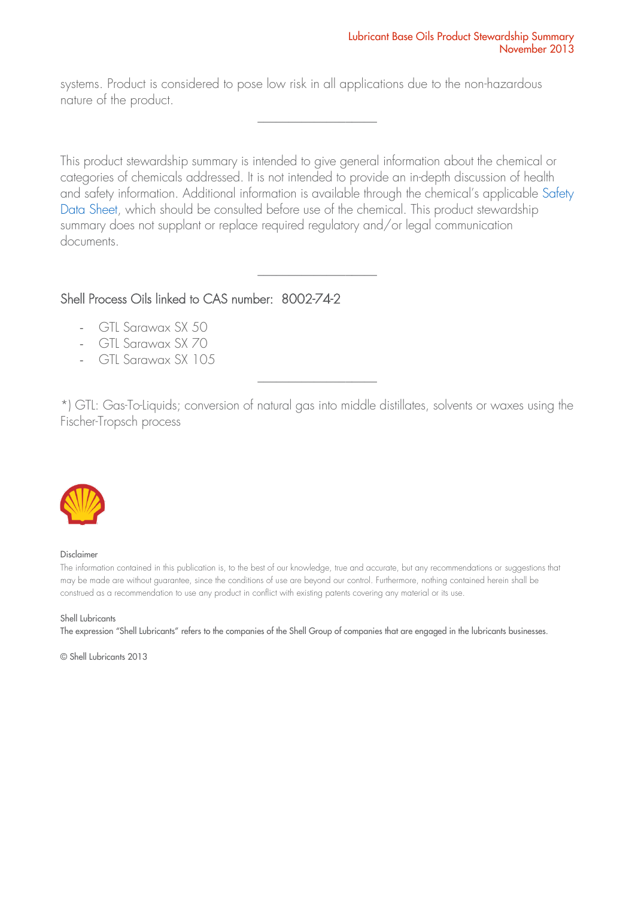systems. Product is considered to pose low risk in all applications due to the non-hazardous nature of the product.

---

This product stewardship summary is intended to give general information about the chemical or categories of chemicals addressed. It is not intended to provide an in-depth discussion of health and safety information. Additional information is available through the chemical's applicable Safety Data Sheet, which should be consulted before use of the chemical. This product stewardship summary does not supplant or replace required regulatory and/or legal communication documents.

---

## Shell Process Oils linked to CAS number: 8002-74-2

- GTL Sarawax SX 50
- GTL Sarawax SX 70
- GTL Sarawax SX 105

---

*) GTL: Gas-To-Liquids; conversion of natural gas into middle distillates, solvents or waxes using the Fischer-Tropsch process

Disclaimer

The information contained in this publication is, to the best of our knowledge, true and accurate, but any recommendations or suggestions that may be made are without guarantee, since the conditions of use are beyond our control. Furthermore, nothing contained herein shall be construed as a recommendation to use any product in conflict with existing patents covering any material or its use.

Shell Lubricants

The expression "Shell Lubricants" refers to the companies of the Shell Group of companies that are engaged in the lubricants businesses.

© Shell Lubricants 2013